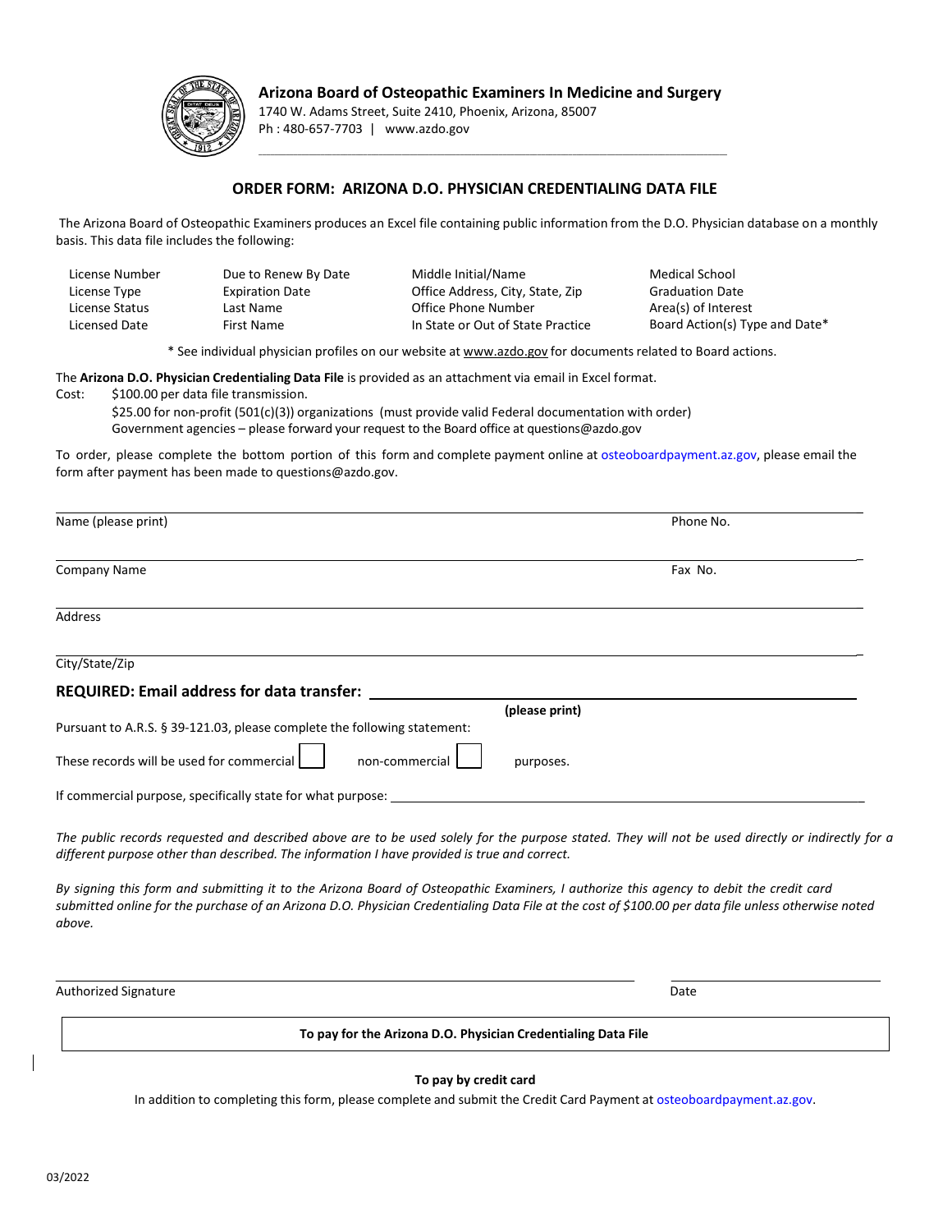**Arizona Board of Osteopathic Examiners In Medicine and Surgery**
1740 W. Adams Street, Suite 2410, Phoenix, Arizona, 85007
Ph : 480-657-7703 | www.azdo.gov

## ORDER FORM: ARIZONA D.O. PHYSICIAN CREDENTIALING DATA FILE

The Arizona Board of Osteopathic Examiners produces an Excel file containing public information from the D.O. Physician database on a monthly basis. This data file includes the following:

| | | | |
|---|---|---|---|
| License Number | Due to Renew By Date | Middle Initial/Name | Medical School |
| License Type | Expiration Date | Office Address, City, State, Zip | Graduation Date |
| License Status | Last Name | Office Phone Number | Area(s) of Interest |
| Licensed Date | First Name | In State or Out of State Practice | Board Action(s) Type and Date* |

* See individual physician profiles on our website at www.azdo.gov for documents related to Board actions.

The **Arizona D.O. Physician Credentialing Data File** is provided as an attachment via email in Excel format.

Cost: $100.00 per data file transmission.
$25.00 for non-profit (501(c)(3)) organizations (must provide valid Federal documentation with order)
Government agencies – please forward your request to the Board office at questions@azdo.gov

To order, please complete the bottom portion of this form and complete payment online at osteoboardpayment.az.gov, please email the form after payment has been made to questions@azdo.gov.

Name (please print) ______________________ Phone No. ______________________

Company Name ______________________ Fax No. ______________________

Address ______________________

City/State/Zip ______________________

**REQUIRED: Email address for data transfer:** ______________________
**(please print)**

Pursuant to A.R.S. § 39-121.03, please complete the following statement:

These records will be used for commercial ☐ non-commercial ☐ purposes.

If commercial purpose, specifically state for what purpose: ______________________

*The public records requested and described above are to be used solely for the purpose stated. They will not be used directly or indirectly for a different purpose other than described. The information I have provided is true and correct.*

*By signing this form and submitting it to the Arizona Board of Osteopathic Examiners, I authorize this agency to debit the credit card submitted online for the purchase of an Arizona D.O. Physician Credentialing Data File at the cost of $100.00 per data file unless otherwise noted above.*

Authorized Signature ______________________ Date ______________________

**To pay for the Arizona D.O. Physician Credentialing Data File**

**To pay by credit card**

In addition to completing this form, please complete and submit the Credit Card Payment at osteoboardpayment.az.gov.

03/2022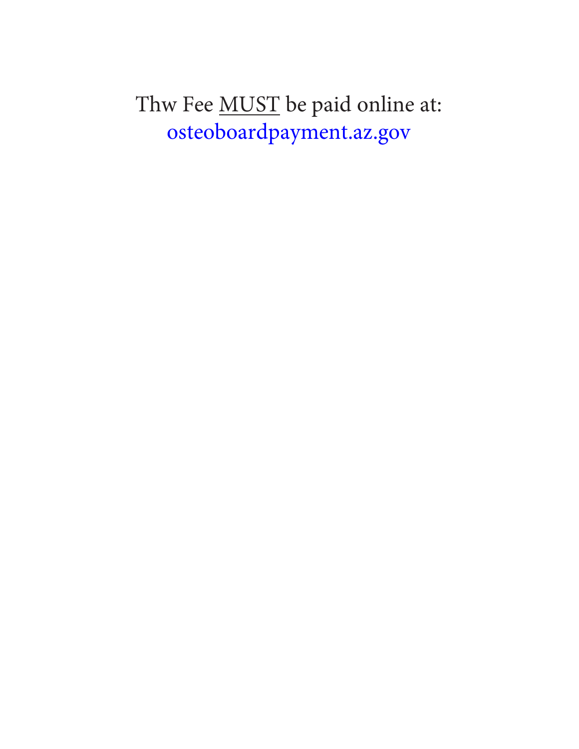Thw Fee <u>MUST</u> be paid online at:
osteoboardpayment.az.gov